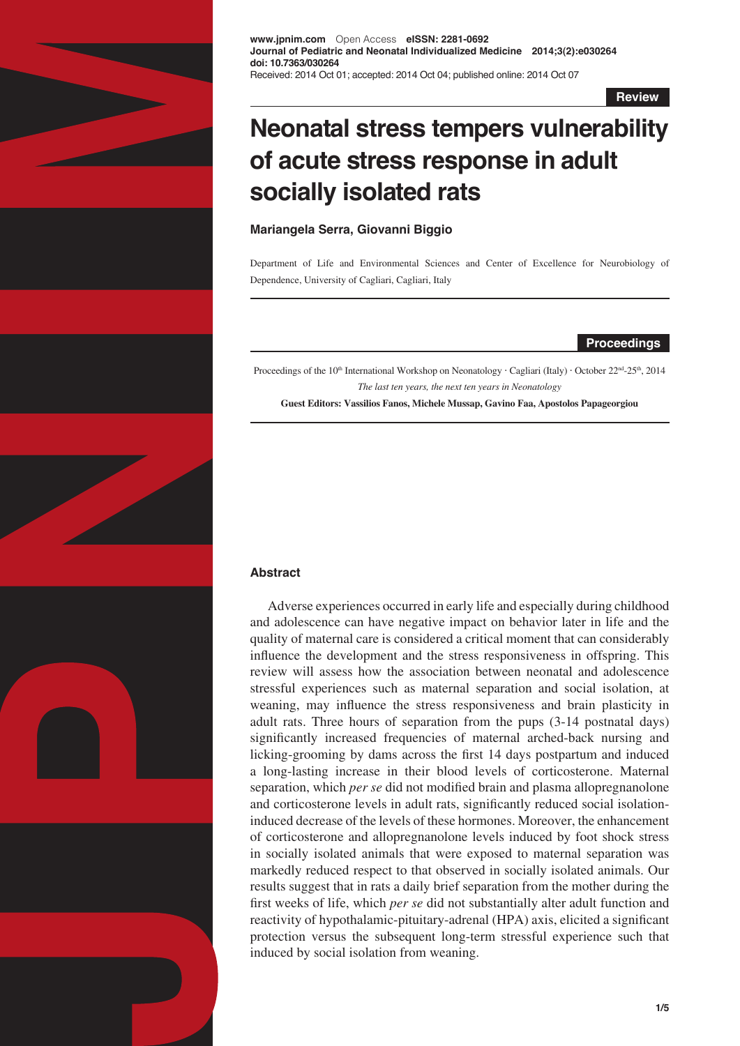www.jpnim.com Open Access eISSN: 2281-0692
**Journal of Pediatric and Neonatal Individualized Medicine 2014;3(2):e030264**
**doi: 10.7363/030264**
Received: 2014 Oct 01; accepted: 2014 Oct 04; published online: 2014 Oct 07

**Review**

# Neonatal stress tempers vulnerability of acute stress response in adult socially isolated rats

**Mariangela Serra, Giovanni Biggio**

Department of Life and Environmental Sciences and Center of Excellence for Neurobiology of Dependence, University of Cagliari, Cagliari, Italy

**Proceedings**

Proceedings of the 10th International Workshop on Neonatology · Cagliari (Italy) · October 22nd-25th, 2014
*The last ten years, the next ten years in Neonatology*
**Guest Editors: Vassilios Fanos, Michele Mussap, Gavino Faa, Apostolos Papageorgiou**

## Abstract

Adverse experiences occurred in early life and especially during childhood and adolescence can have negative impact on behavior later in life and the quality of maternal care is considered a critical moment that can considerably influence the development and the stress responsiveness in offspring. This review will assess how the association between neonatal and adolescence stressful experiences such as maternal separation and social isolation, at weaning, may influence the stress responsiveness and brain plasticity in adult rats. Three hours of separation from the pups (3-14 postnatal days) significantly increased frequencies of maternal arched-back nursing and licking-grooming by dams across the first 14 days postpartum and induced a long-lasting increase in their blood levels of corticosterone. Maternal separation, which *per se* did not modified brain and plasma allopregnanolone and corticosterone levels in adult rats, significantly reduced social isolation-induced decrease of the levels of these hormones. Moreover, the enhancement of corticosterone and allopregnanolone levels induced by foot shock stress in socially isolated animals that were exposed to maternal separation was markedly reduced respect to that observed in socially isolated animals. Our results suggest that in rats a daily brief separation from the mother during the first weeks of life, which *per se* did not substantially alter adult function and reactivity of hypothalamic-pituitary-adrenal (HPA) axis, elicited a significant protection versus the subsequent long-term stressful experience such that induced by social isolation from weaning.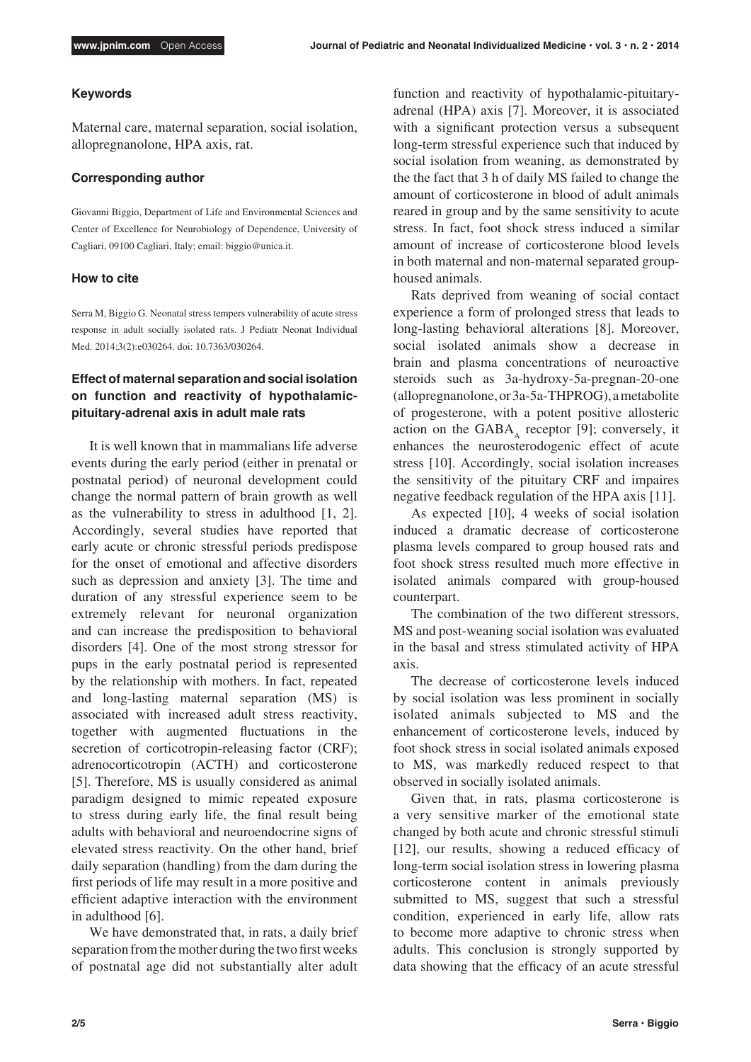### Keywords

Maternal care, maternal separation, social isolation, allopregnanolone, HPA axis, rat.

### Corresponding author

Giovanni Biggio, Department of Life and Environmental Sciences and Center of Excellence for Neurobiology of Dependence, University of Cagliari, 09100 Cagliari, Italy; email: biggio@unica.it.

### How to cite

Serra M, Biggio G. Neonatal stress tempers vulnerability of acute stress response in adult socially isolated rats. J Pediatr Neonat Individual Med. 2014;3(2):e030264. doi: 10.7363/030264.

### Effect of maternal separation and social isolation on function and reactivity of hypothalamic-pituitary-adrenal axis in adult male rats

It is well known that in mammalians life adverse events during the early period (either in prenatal or postnatal period) of neuronal development could change the normal pattern of brain growth as well as the vulnerability to stress in adulthood [1, 2]. Accordingly, several studies have reported that early acute or chronic stressful periods predispose for the onset of emotional and affective disorders such as depression and anxiety [3]. The time and duration of any stressful experience seem to be extremely relevant for neuronal organization and can increase the predisposition to behavioral disorders [4]. One of the most strong stressor for pups in the early postnatal period is represented by the relationship with mothers. In fact, repeated and long-lasting maternal separation (MS) is associated with increased adult stress reactivity, together with augmented fluctuations in the secretion of corticotropin-releasing factor (CRF); adrenocorticotropin (ACTH) and corticosterone [5]. Therefore, MS is usually considered as animal paradigm designed to mimic repeated exposure to stress during early life, the final result being adults with behavioral and neuroendocrine signs of elevated stress reactivity. On the other hand, brief daily separation (handling) from the dam during the first periods of life may result in a more positive and efficient adaptive interaction with the environment in adulthood [6].

We have demonstrated that, in rats, a daily brief separation from the mother during the two first weeks of postnatal age did not substantially alter adult function and reactivity of hypothalamic-pituitary-adrenal (HPA) axis [7]. Moreover, it is associated with a significant protection versus a subsequent long-term stressful experience such that induced by social isolation from weaning, as demonstrated by the the fact that 3 h of daily MS failed to change the amount of corticosterone in blood of adult animals reared in group and by the same sensitivity to acute stress. In fact, foot shock stress induced a similar amount of increase of corticosterone blood levels in both maternal and non-maternal separated group-housed animals.

Rats deprived from weaning of social contact experience a form of prolonged stress that leads to long-lasting behavioral alterations [8]. Moreover, social isolated animals show a decrease in brain and plasma concentrations of neuroactive steroids such as 3a-hydroxy-5a-pregnan-20-one (allopregnanolone, or 3a-5a-THPROG), a metabolite of progesterone, with a potent positive allosteric action on the $GABA_A$ receptor [9]; conversely, it enhances the neurosterodogenic effect of acute stress [10]. Accordingly, social isolation increases the sensitivity of the pituitary CRF and impaires negative feedback regulation of the HPA axis [11].

As expected [10], 4 weeks of social isolation induced a dramatic decrease of corticosterone plasma levels compared to group housed rats and foot shock stress resulted much more effective in isolated animals compared with group-housed counterpart.

The combination of the two different stressors, MS and post-weaning social isolation was evaluated in the basal and stress stimulated activity of HPA axis.

The decrease of corticosterone levels induced by social isolation was less prominent in socially isolated animals subjected to MS and the enhancement of corticosterone levels, induced by foot shock stress in social isolated animals exposed to MS, was markedly reduced respect to that observed in socially isolated animals.

Given that, in rats, plasma corticosterone is a very sensitive marker of the emotional state changed by both acute and chronic stressful stimuli [12], our results, showing a reduced efficacy of long-term social isolation stress in lowering plasma corticosterone content in animals previously submitted to MS, suggest that such a stressful condition, experienced in early life, allow rats to become more adaptive to chronic stress when adults. This conclusion is strongly supported by data showing that the efficacy of an acute stressful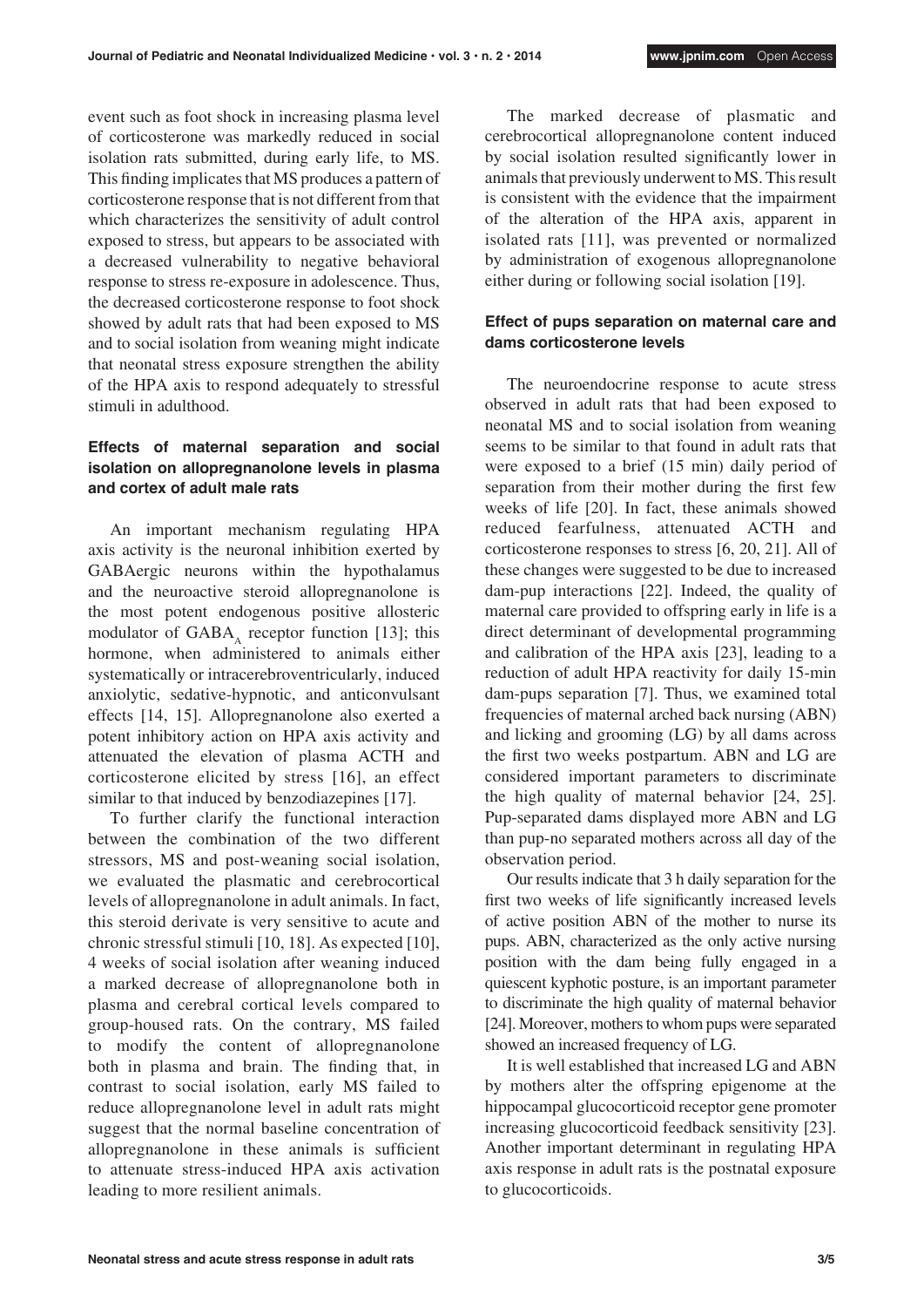event such as foot shock in increasing plasma level of corticosterone was markedly reduced in social isolation rats submitted, during early life, to MS. This finding implicates that MS produces a pattern of corticosterone response that is not different from that which characterizes the sensitivity of adult control exposed to stress, but appears to be associated with a decreased vulnerability to negative behavioral response to stress re-exposure in adolescence. Thus, the decreased corticosterone response to foot shock showed by adult rats that had been exposed to MS and to social isolation from weaning might indicate that neonatal stress exposure strengthen the ability of the HPA axis to respond adequately to stressful stimuli in adulthood.

### Effects of maternal separation and social isolation on allopregnanolone levels in plasma and cortex of adult male rats

An important mechanism regulating HPA axis activity is the neuronal inhibition exerted by GABAergic neurons within the hypothalamus and the neuroactive steroid allopregnanolone is the most potent endogenous positive allosteric modulator of $GABA_A$ receptor function [13]; this hormone, when administered to animals either systematically or intracerebroventricularly, induced anxiolytic, sedative-hypnotic, and anticonvulsant effects [14, 15]. Allopregnanolone also exerted a potent inhibitory action on HPA axis activity and attenuated the elevation of plasma ACTH and corticosterone elicited by stress [16], an effect similar to that induced by benzodiazepines [17].

To further clarify the functional interaction between the combination of the two different stressors, MS and post-weaning social isolation, we evaluated the plasmatic and cerebrocortical levels of allopregnanolone in adult animals. In fact, this steroid derivate is very sensitive to acute and chronic stressful stimuli [10, 18]. As expected [10], 4 weeks of social isolation after weaning induced a marked decrease of allopregnanolone both in plasma and cerebral cortical levels compared to group-housed rats. On the contrary, MS failed to modify the content of allopregnanolone both in plasma and brain. The finding that, in contrast to social isolation, early MS failed to reduce allopregnanolone level in adult rats might suggest that the normal baseline concentration of allopregnanolone in these animals is sufficient to attenuate stress-induced HPA axis activation leading to more resilient animals.

The marked decrease of plasmatic and cerebrocortical allopregnanolone content induced by social isolation resulted significantly lower in animals that previously underwent to MS. This result is consistent with the evidence that the impairment of the alteration of the HPA axis, apparent in isolated rats [11], was prevented or normalized by administration of exogenous allopregnanolone either during or following social isolation [19].

### Effect of pups separation on maternal care and dams corticosterone levels

The neuroendocrine response to acute stress observed in adult rats that had been exposed to neonatal MS and to social isolation from weaning seems to be similar to that found in adult rats that were exposed to a brief (15 min) daily period of separation from their mother during the first few weeks of life [20]. In fact, these animals showed reduced fearfulness, attenuated ACTH and corticosterone responses to stress [6, 20, 21]. All of these changes were suggested to be due to increased dam-pup interactions [22]. Indeed, the quality of maternal care provided to offspring early in life is a direct determinant of developmental programming and calibration of the HPA axis [23], leading to a reduction of adult HPA reactivity for daily 15-min dam-pups separation [7]. Thus, we examined total frequencies of maternal arched back nursing (ABN) and licking and grooming (LG) by all dams across the first two weeks postpartum. ABN and LG are considered important parameters to discriminate the high quality of maternal behavior [24, 25]. Pup-separated dams displayed more ABN and LG than pup-no separated mothers across all day of the observation period.

Our results indicate that 3 h daily separation for the first two weeks of life significantly increased levels of active position ABN of the mother to nurse its pups. ABN, characterized as the only active nursing position with the dam being fully engaged in a quiescent kyphotic posture, is an important parameter to discriminate the high quality of maternal behavior [24]. Moreover, mothers to whom pups were separated showed an increased frequency of LG.

It is well established that increased LG and ABN by mothers alter the offspring epigenome at the hippocampal glucocorticoid receptor gene promoter increasing glucocorticoid feedback sensitivity [23]. Another important determinant in regulating HPA axis response in adult rats is the postnatal exposure to glucocorticoids.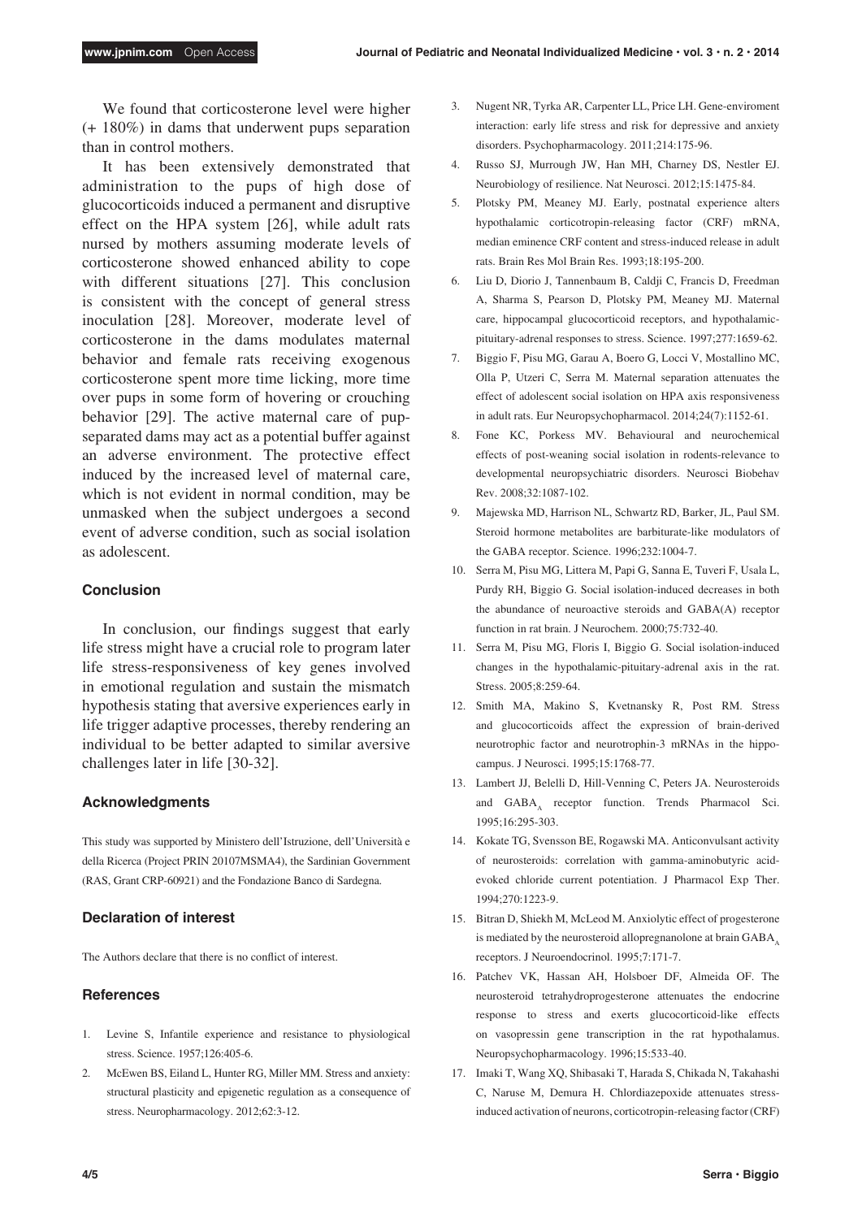We found that corticosterone level were higher (+ 180%) in dams that underwent pups separation than in control mothers.

It has been extensively demonstrated that administration to the pups of high dose of glucocorticoids induced a permanent and disruptive effect on the HPA system [26], while adult rats nursed by mothers assuming moderate levels of corticosterone showed enhanced ability to cope with different situations [27]. This conclusion is consistent with the concept of general stress inoculation [28]. Moreover, moderate level of corticosterone in the dams modulates maternal behavior and female rats receiving exogenous corticosterone spent more time licking, more time over pups in some form of hovering or crouching behavior [29]. The active maternal care of pup-separated dams may act as a potential buffer against an adverse environment. The protective effect induced by the increased level of maternal care, which is not evident in normal condition, may be unmasked when the subject undergoes a second event of adverse condition, such as social isolation as adolescent.

## Conclusion

In conclusion, our findings suggest that early life stress might have a crucial role to program later life stress-responsiveness of key genes involved in emotional regulation and sustain the mismatch hypothesis stating that aversive experiences early in life trigger adaptive processes, thereby rendering an individual to be better adapted to similar aversive challenges later in life [30-32].

## Acknowledgments

This study was supported by Ministero dell'Istruzione, dell'Università e della Ricerca (Project PRIN 20107MSMA4), the Sardinian Government (RAS, Grant CRP-60921) and the Fondazione Banco di Sardegna.

## Declaration of interest

The Authors declare that there is no conflict of interest.

## References

1. Levine S, Infantile experience and resistance to physiological stress. Science. 1957;126:405-6.
2. McEwen BS, Eiland L, Hunter RG, Miller MM. Stress and anxiety: structural plasticity and epigenetic regulation as a consequence of stress. Neuropharmacology. 2012;62:3-12.
3. Nugent NR, Tyrka AR, Carpenter LL, Price LH. Gene-enviroment interaction: early life stress and risk for depressive and anxiety disorders. Psychopharmacology. 2011;214:175-96.
4. Russo SJ, Murrough JW, Han MH, Charney DS, Nestler EJ. Neurobiology of resilience. Nat Neurosci. 2012;15:1475-84.
5. Plotsky PM, Meaney MJ. Early, postnatal experience alters hypothalamic corticotropin-releasing factor (CRF) mRNA, median eminence CRF content and stress-induced release in adult rats. Brain Res Mol Brain Res. 1993;18:195-200.
6. Liu D, Diorio J, Tannenbaum B, Caldji C, Francis D, Freedman A, Sharma S, Pearson D, Plotsky PM, Meaney MJ. Maternal care, hippocampal glucocorticoid receptors, and hypothalamic-pituitary-adrenal responses to stress. Science. 1997;277:1659-62.
7. Biggio F, Pisu MG, Garau A, Boero G, Locci V, Mostallino MC, Olla P, Utzeri C, Serra M. Maternal separation attenuates the effect of adolescent social isolation on HPA axis responsiveness in adult rats. Eur Neuropsychopharmacol. 2014;24(7):1152-61.
8. Fone KC, Porkess MV. Behavioural and neurochemical effects of post-weaning social isolation in rodents-relevance to developmental neuropsychiatric disorders. Neurosci Biobehav Rev. 2008;32:1087-102.
9. Majewska MD, Harrison NL, Schwartz RD, Barker, JL, Paul SM. Steroid hormone metabolites are barbiturate-like modulators of the GABA receptor. Science. 1996;232:1004-7.
10. Serra M, Pisu MG, Littera M, Papi G, Sanna E, Tuveri F, Usala L, Purdy RH, Biggio G. Social isolation-induced decreases in both the abundance of neuroactive steroids and GABA(A) receptor function in rat brain. J Neurochem. 2000;75:732-40.
11. Serra M, Pisu MG, Floris I, Biggio G. Social isolation-induced changes in the hypothalamic-pituitary-adrenal axis in the rat. Stress. 2005;8:259-64.
12. Smith MA, Makino S, Kvetnansky R, Post RM. Stress and glucocorticoids affect the expression of brain-derived neurotrophic factor and neurotrophin-3 mRNAs in the hippocampus. J Neurosci. 1995;15:1768-77.
13. Lambert JJ, Belelli D, Hill-Venning C, Peters JA. Neurosteroids and $GABA_A$ receptor function. Trends Pharmacol Sci. 1995;16:295-303.
14. Kokate TG, Svensson BE, Rogawski MA. Anticonvulsant activity of neurosteroids: correlation with gamma-aminobutyric acid-evoked chloride current potentiation. J Pharmacol Exp Ther. 1994;270:1223-9.
15. Bitran D, Shiekh M, McLeod M. Anxiolytic effect of progesterone is mediated by the neurosteroid allopregnanolone at brain $GABA_A$ receptors. J Neuroendocrinol. 1995;7:171-7.
16. Patchev VK, Hassan AH, Holsboer DF, Almeida OF. The neurosteroid tetrahydroprogesterone attenuates the endocrine response to stress and exerts glucocorticoid-like effects on vasopressin gene transcription in the rat hypothalamus. Neuropsychopharmacology. 1996;15:533-40.
17. Imaki T, Wang XQ, Shibasaki T, Harada S, Chikada N, Takahashi C, Naruse M, Demura H. Chlordiazepoxide attenuates stress-induced activation of neurons, corticotropin-releasing factor (CRF)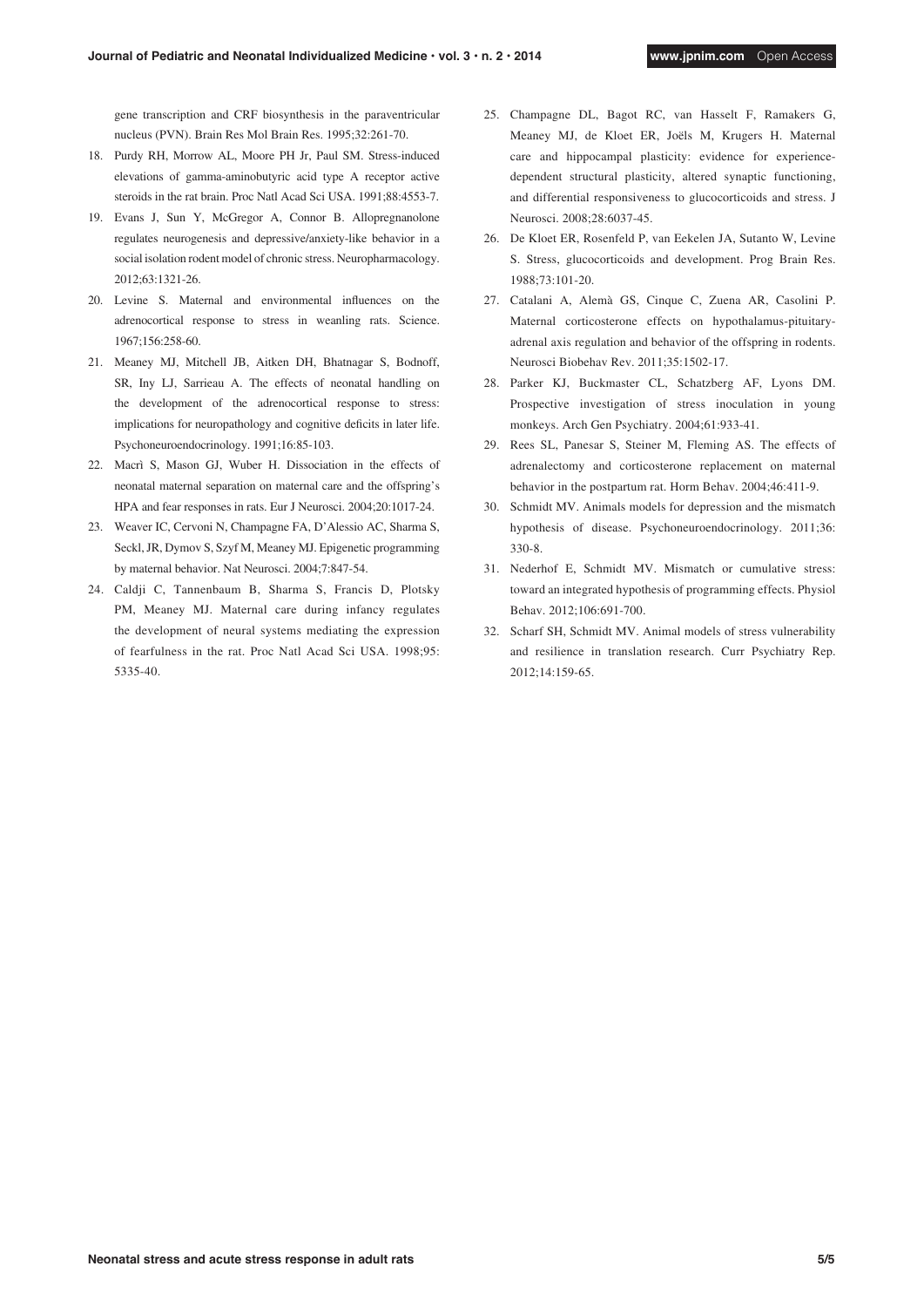gene transcription and CRF biosynthesis in the paraventricular nucleus (PVN). Brain Res Mol Brain Res. 1995;32:261-70.

18. Purdy RH, Morrow AL, Moore PH Jr, Paul SM. Stress-induced elevations of gamma-aminobutyric acid type A receptor active steroids in the rat brain. Proc Natl Acad Sci USA. 1991;88:4553-7.
19. Evans J, Sun Y, McGregor A, Connor B. Allopregnanolone regulates neurogenesis and depressive/anxiety-like behavior in a social isolation rodent model of chronic stress. Neuropharmacology. 2012;63:1321-26.
20. Levine S. Maternal and environmental influences on the adrenocortical response to stress in weanling rats. Science. 1967;156:258-60.
21. Meaney MJ, Mitchell JB, Aitken DH, Bhatnagar S, Bodnoff, SR, Iny LJ, Sarrieau A. The effects of neonatal handling on the development of the adrenocortical response to stress: implications for neuropathology and cognitive deficits in later life. Psychoneuroendocrinology. 1991;16:85-103.
22. Macrì S, Mason GJ, Wuber H. Dissociation in the effects of neonatal maternal separation on maternal care and the offspring's HPA and fear responses in rats. Eur J Neurosci. 2004;20:1017-24.
23. Weaver IC, Cervoni N, Champagne FA, D'Alessio AC, Sharma S, Seckl, JR, Dymov S, Szyf M, Meaney MJ. Epigenetic programming by maternal behavior. Nat Neurosci. 2004;7:847-54.
24. Caldji C, Tannenbaum B, Sharma S, Francis D, Plotsky PM, Meaney MJ. Maternal care during infancy regulates the development of neural systems mediating the expression of fearfulness in the rat. Proc Natl Acad Sci USA. 1998;95: 5335-40.
25. Champagne DL, Bagot RC, van Hasselt F, Ramakers G, Meaney MJ, de Kloet ER, Joëls M, Krugers H. Maternal care and hippocampal plasticity: evidence for experience-dependent structural plasticity, altered synaptic functioning, and differential responsiveness to glucocorticoids and stress. J Neurosci. 2008;28:6037-45.
26. De Kloet ER, Rosenfeld P, van Eekelen JA, Sutanto W, Levine S. Stress, glucocorticoids and development. Prog Brain Res. 1988;73:101-20.
27. Catalani A, Alemà GS, Cinque C, Zuena AR, Casolini P. Maternal corticosterone effects on hypothalamus-pituitary-adrenal axis regulation and behavior of the offspring in rodents. Neurosci Biobehav Rev. 2011;35:1502-17.
28. Parker KJ, Buckmaster CL, Schatzberg AF, Lyons DM. Prospective investigation of stress inoculation in young monkeys. Arch Gen Psychiatry. 2004;61:933-41.
29. Rees SL, Panesar S, Steiner M, Fleming AS. The effects of adrenalectomy and corticosterone replacement on maternal behavior in the postpartum rat. Horm Behav. 2004;46:411-9.
30. Schmidt MV. Animals models for depression and the mismatch hypothesis of disease. Psychoneuroendocrinology. 2011;36: 330-8.
31. Nederhof E, Schmidt MV. Mismatch or cumulative stress: toward an integrated hypothesis of programming effects. Physiol Behav. 2012;106:691-700.
32. Scharf SH, Schmidt MV. Animal models of stress vulnerability and resilience in translation research. Curr Psychiatry Rep. 2012;14:159-65.